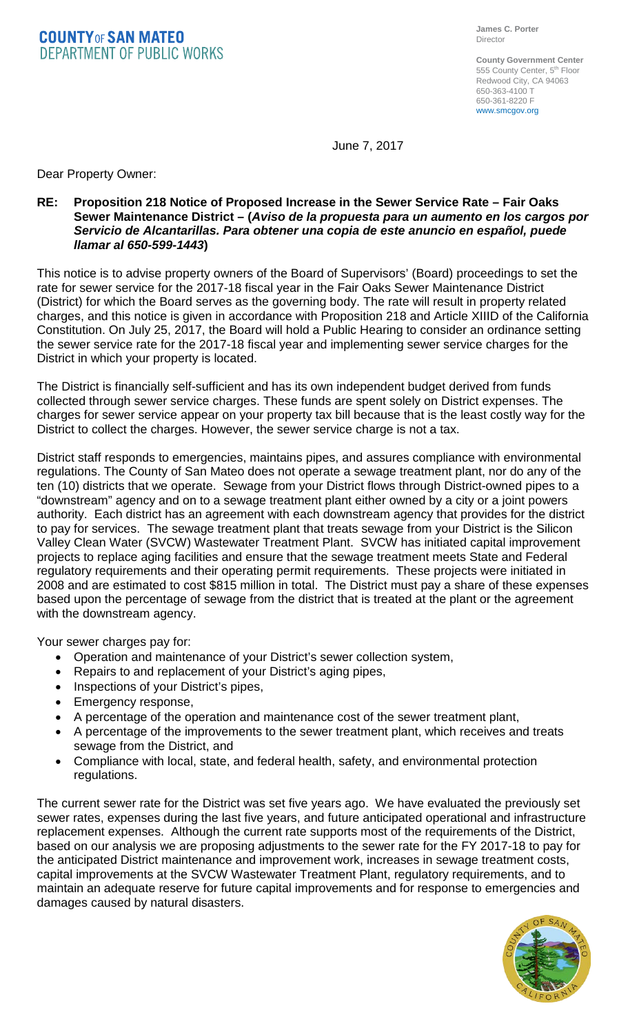**COUNTY OF SAN MATEO**
**DEPARTMENT OF PUBLIC WORKS**

**James C. Porter**
Director

**County Government Center**
555 County Center, 5th Floor
Redwood City, CA 94063
650-363-4100 T
650-361-8220 F
www.smcgov.org

June 7, 2017

Dear Property Owner:

**RE: Proposition 218 Notice of Proposed Increase in the Sewer Service Rate – Fair Oaks Sewer Maintenance District – (*Aviso de la propuesta para un aumento en los cargos por Servicio de Alcantarillas. Para obtener una copia de este anuncio en español, puede llamar al 650-599-1443*)**

This notice is to advise property owners of the Board of Supervisors' (Board) proceedings to set the rate for sewer service for the 2017-18 fiscal year in the Fair Oaks Sewer Maintenance District (District) for which the Board serves as the governing body. The rate will result in property related charges, and this notice is given in accordance with Proposition 218 and Article XIIID of the California Constitution. On July 25, 2017, the Board will hold a Public Hearing to consider an ordinance setting the sewer service rate for the 2017-18 fiscal year and implementing sewer service charges for the District in which your property is located.

The District is financially self-sufficient and has its own independent budget derived from funds collected through sewer service charges. These funds are spent solely on District expenses. The charges for sewer service appear on your property tax bill because that is the least costly way for the District to collect the charges. However, the sewer service charge is not a tax.

District staff responds to emergencies, maintains pipes, and assures compliance with environmental regulations. The County of San Mateo does not operate a sewage treatment plant, nor do any of the ten (10) districts that we operate. Sewage from your District flows through District-owned pipes to a "downstream" agency and on to a sewage treatment plant either owned by a city or a joint powers authority. Each district has an agreement with each downstream agency that provides for the district to pay for services. The sewage treatment plant that treats sewage from your District is the Silicon Valley Clean Water (SVCW) Wastewater Treatment Plant. SVCW has initiated capital improvement projects to replace aging facilities and ensure that the sewage treatment meets State and Federal regulatory requirements and their operating permit requirements. These projects were initiated in 2008 and are estimated to cost $815 million in total. The District must pay a share of these expenses based upon the percentage of sewage from the district that is treated at the plant or the agreement with the downstream agency.

Your sewer charges pay for:

- Operation and maintenance of your District's sewer collection system,
- Repairs to and replacement of your District's aging pipes,
- Inspections of your District's pipes,
- Emergency response,
- A percentage of the operation and maintenance cost of the sewer treatment plant,
- A percentage of the improvements to the sewer treatment plant, which receives and treats sewage from the District, and
- Compliance with local, state, and federal health, safety, and environmental protection regulations.

The current sewer rate for the District was set five years ago. We have evaluated the previously set sewer rates, expenses during the last five years, and future anticipated operational and infrastructure replacement expenses. Although the current rate supports most of the requirements of the District, based on our analysis we are proposing adjustments to the sewer rate for the FY 2017-18 to pay for the anticipated District maintenance and improvement work, increases in sewage treatment costs, capital improvements at the SVCW Wastewater Treatment Plant, regulatory requirements, and to maintain an adequate reserve for future capital improvements and for response to emergencies and damages caused by natural disasters.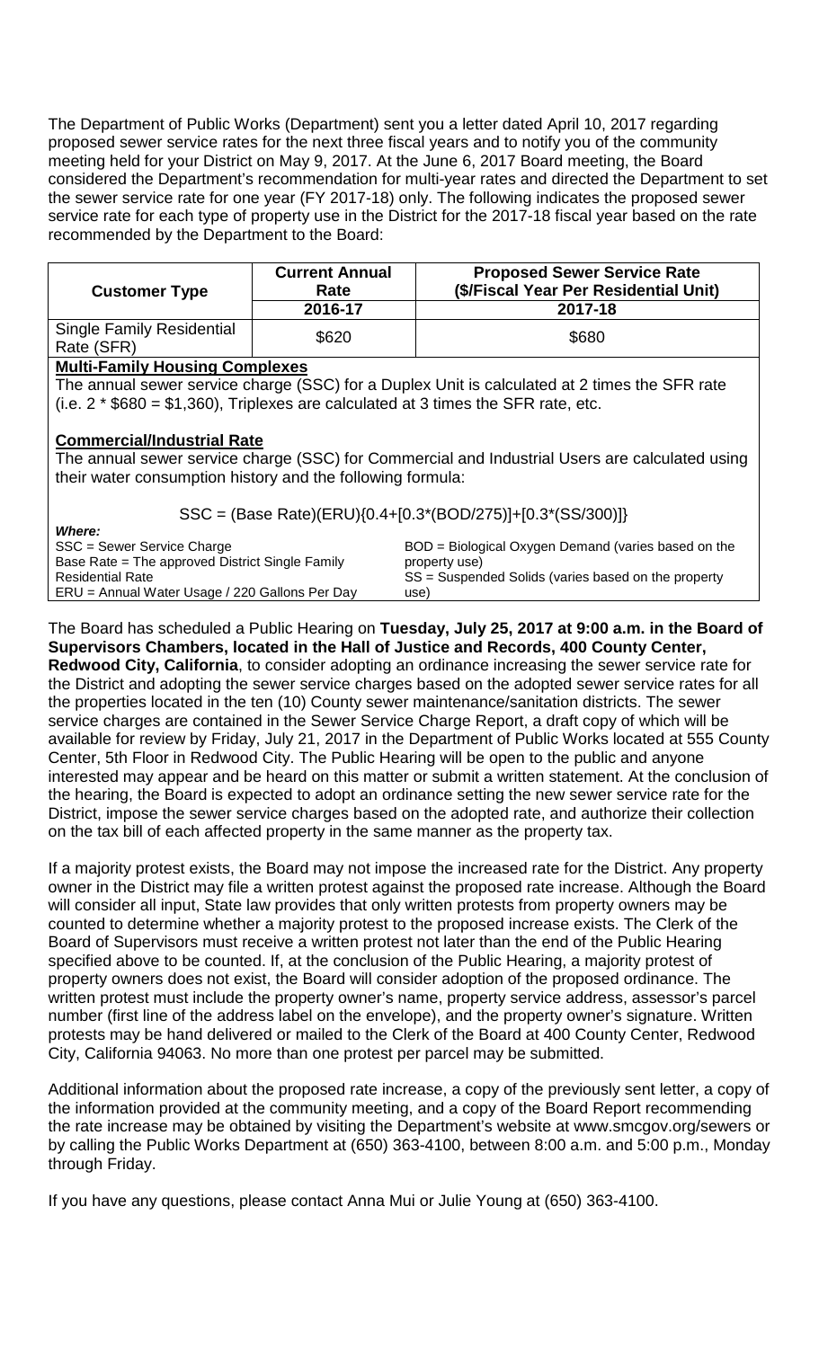The Department of Public Works (Department) sent you a letter dated April 10, 2017 regarding proposed sewer service rates for the next three fiscal years and to notify you of the community meeting held for your District on May 9, 2017. At the June 6, 2017 Board meeting, the Board considered the Department's recommendation for multi-year rates and directed the Department to set the sewer service rate for one year (FY 2017-18) only. The following indicates the proposed sewer service rate for each type of property use in the District for the 2017-18 fiscal year based on the rate recommended by the Department to the Board:

| Customer Type | Current Annual Rate | Proposed Sewer Service Rate ($/Fiscal Year Per Residential Unit) |
|---|---|---|
| | 2016-17 | 2017-18 |
| Single Family Residential Rate (SFR) | $620 | $680 |

**Multi-Family Housing Complexes**

The annual sewer service charge (SSC) for a Duplex Unit is calculated at 2 times the SFR rate (i.e. 2 * $680 = $1,360), Triplexes are calculated at 3 times the SFR rate, etc.

**Commercial/Industrial Rate**

The annual sewer service charge (SSC) for Commercial and Industrial Users are calculated using their water consumption history and the following formula:

$$SSC = (\text{Base Rate})(ERU)\{0.4+[0.3*(BOD/275)]+[0.3*(SS/300)]\}$$

***Where:***

SSC = Sewer Service Charge

Base Rate = The approved District Single Family Residential Rate

ERU = Annual Water Usage / 220 Gallons Per Day

BOD = Biological Oxygen Demand (varies based on the property use)

SS = Suspended Solids (varies based on the property use)

The Board has scheduled a Public Hearing on **Tuesday, July 25, 2017 at 9:00 a.m. in the Board of Supervisors Chambers, located in the Hall of Justice and Records, 400 County Center, Redwood City, California**, to consider adopting an ordinance increasing the sewer service rate for the District and adopting the sewer service charges based on the adopted sewer service rates for all the properties located in the ten (10) County sewer maintenance/sanitation districts. The sewer service charges are contained in the Sewer Service Charge Report, a draft copy of which will be available for review by Friday, July 21, 2017 in the Department of Public Works located at 555 County Center, 5th Floor in Redwood City. The Public Hearing will be open to the public and anyone interested may appear and be heard on this matter or submit a written statement. At the conclusion of the hearing, the Board is expected to adopt an ordinance setting the new sewer service rate for the District, impose the sewer service charges based on the adopted rate, and authorize their collection on the tax bill of each affected property in the same manner as the property tax.

If a majority protest exists, the Board may not impose the increased rate for the District. Any property owner in the District may file a written protest against the proposed rate increase. Although the Board will consider all input, State law provides that only written protests from property owners may be counted to determine whether a majority protest to the proposed increase exists. The Clerk of the Board of Supervisors must receive a written protest not later than the end of the Public Hearing specified above to be counted. If, at the conclusion of the Public Hearing, a majority protest of property owners does not exist, the Board will consider adoption of the proposed ordinance. The written protest must include the property owner's name, property service address, assessor's parcel number (first line of the address label on the envelope), and the property owner's signature. Written protests may be hand delivered or mailed to the Clerk of the Board at 400 County Center, Redwood City, California 94063. No more than one protest per parcel may be submitted.

Additional information about the proposed rate increase, a copy of the previously sent letter, a copy of the information provided at the community meeting, and a copy of the Board Report recommending the rate increase may be obtained by visiting the Department's website at www.smcgov.org/sewers or by calling the Public Works Department at (650) 363-4100, between 8:00 a.m. and 5:00 p.m., Monday through Friday.

If you have any questions, please contact Anna Mui or Julie Young at (650) 363-4100.